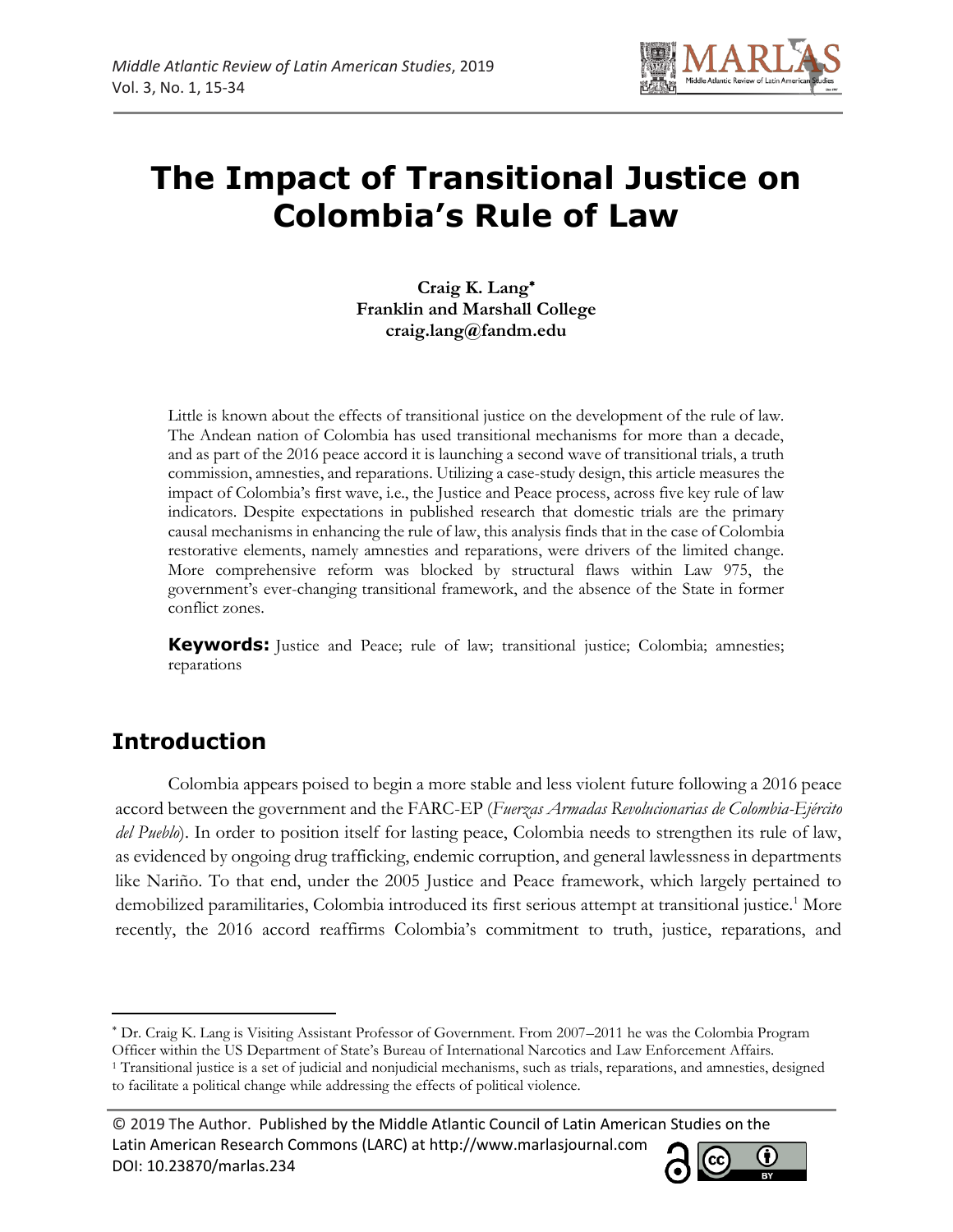# The Impact of Transitional Justice on Colombia's Rule of Law

**Craig K. Lang*[*]***
**Franklin and Marshall College**
**craig.lang@fandm.edu**

Little is known about the effects of transitional justice on the development of the rule of law. The Andean nation of Colombia has used transitional mechanisms for more than a decade, and as part of the 2016 peace accord it is launching a second wave of transitional trials, a truth commission, amnesties, and reparations. Utilizing a case-study design, this article measures the impact of Colombia's first wave, i.e., the Justice and Peace process, across five key rule of law indicators. Despite expectations in published research that domestic trials are the primary causal mechanisms in enhancing the rule of law, this analysis finds that in the case of Colombia restorative elements, namely amnesties and reparations, were drivers of the limited change. More comprehensive reform was blocked by structural flaws within Law 975, the government's ever-changing transitional framework, and the absence of the State in former conflict zones.

**Keywords:** Justice and Peace; rule of law; transitional justice; Colombia; amnesties; reparations

## Introduction

Colombia appears poised to begin a more stable and less violent future following a 2016 peace accord between the government and the FARC-EP (*Fuerzas Armadas Revolucionarias de Colombia-Ejército del Pueblo*). In order to position itself for lasting peace, Colombia needs to strengthen its rule of law, as evidenced by ongoing drug trafficking, endemic corruption, and general lawlessness in departments like Nariño. To that end, under the 2005 Justice and Peace framework, which largely pertained to demobilized paramilitaries, Colombia introduced its first serious attempt at transitional justice.[1] More recently, the 2016 accord reaffirms Colombia's commitment to truth, justice, reparations, and

---

[*] Dr. Craig K. Lang is Visiting Assistant Professor of Government. From 2007–2011 he was the Colombia Program Officer within the US Department of State's Bureau of International Narcotics and Law Enforcement Affairs.

[1] Transitional justice is a set of judicial and nonjudicial mechanisms, such as trials, reparations, and amnesties, designed to facilitate a political change while addressing the effects of political violence.

© 2019 The Author. Published by the Middle Atlantic Council of Latin American Studies on the Latin American Research Commons (LARC) at http://www.marlasjournal.com
DOI: 10.23870/marlas.234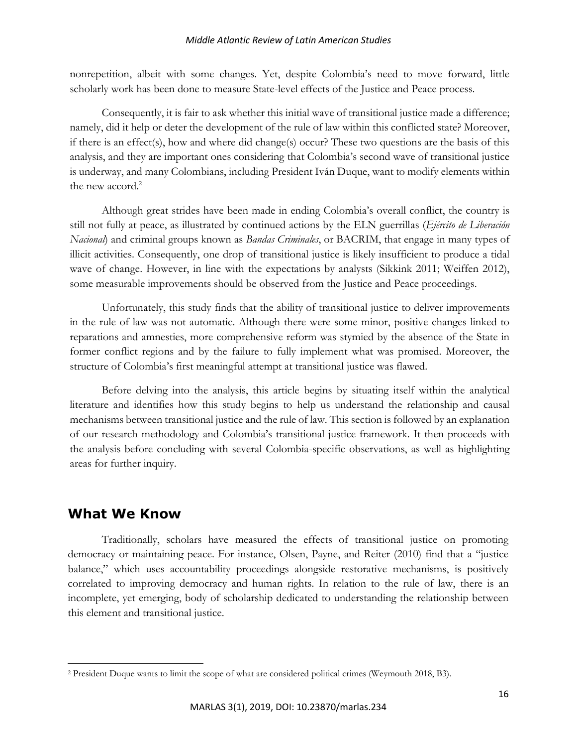nonrepetition, albeit with some changes. Yet, despite Colombia's need to move forward, little scholarly work has been done to measure State-level effects of the Justice and Peace process.

Consequently, it is fair to ask whether this initial wave of transitional justice made a difference; namely, did it help or deter the development of the rule of law within this conflicted state? Moreover, if there is an effect(s), how and where did change(s) occur? These two questions are the basis of this analysis, and they are important ones considering that Colombia's second wave of transitional justice is underway, and many Colombians, including President Iván Duque, want to modify elements within the new accord.[2]

Although great strides have been made in ending Colombia's overall conflict, the country is still not fully at peace, as illustrated by continued actions by the ELN guerrillas (*Ejército de Liberación Nacional*) and criminal groups known as *Bandas Criminales*, or BACRIM, that engage in many types of illicit activities. Consequently, one drop of transitional justice is likely insufficient to produce a tidal wave of change. However, in line with the expectations by analysts (Sikkink 2011; Weiffen 2012), some measurable improvements should be observed from the Justice and Peace proceedings.

Unfortunately, this study finds that the ability of transitional justice to deliver improvements in the rule of law was not automatic. Although there were some minor, positive changes linked to reparations and amnesties, more comprehensive reform was stymied by the absence of the State in former conflict regions and by the failure to fully implement what was promised. Moreover, the structure of Colombia's first meaningful attempt at transitional justice was flawed.

Before delving into the analysis, this article begins by situating itself within the analytical literature and identifies how this study begins to help us understand the relationship and causal mechanisms between transitional justice and the rule of law. This section is followed by an explanation of our research methodology and Colombia's transitional justice framework. It then proceeds with the analysis before concluding with several Colombia-specific observations, as well as highlighting areas for further inquiry.

## What We Know

Traditionally, scholars have measured the effects of transitional justice on promoting democracy or maintaining peace. For instance, Olsen, Payne, and Reiter (2010) find that a "justice balance," which uses accountability proceedings alongside restorative mechanisms, is positively correlated to improving democracy and human rights. In relation to the rule of law, there is an incomplete, yet emerging, body of scholarship dedicated to understanding the relationship between this element and transitional justice.

---

[2] President Duque wants to limit the scope of what are considered political crimes (Weymouth 2018, B3).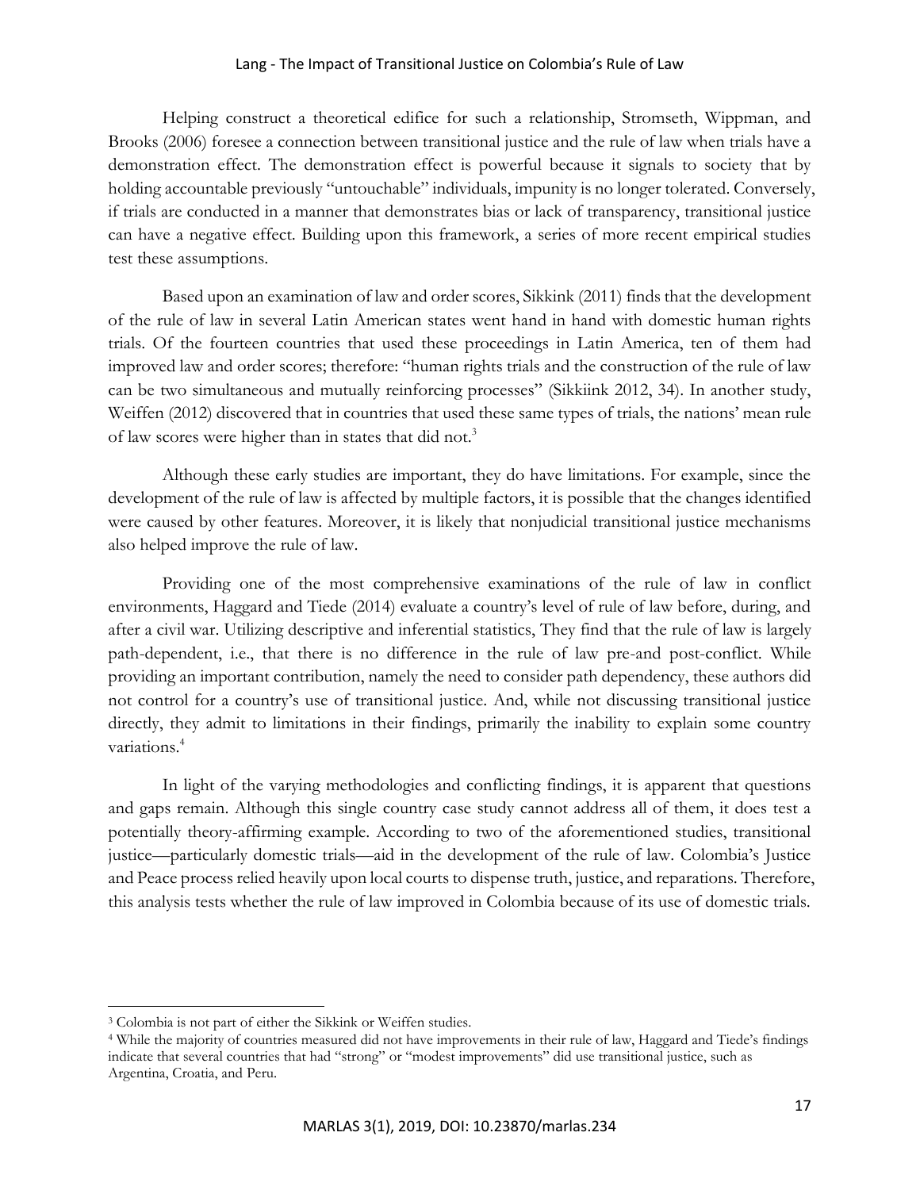Helping construct a theoretical edifice for such a relationship, Stromseth, Wippman, and Brooks (2006) foresee a connection between transitional justice and the rule of law when trials have a demonstration effect. The demonstration effect is powerful because it signals to society that by holding accountable previously "untouchable" individuals, impunity is no longer tolerated. Conversely, if trials are conducted in a manner that demonstrates bias or lack of transparency, transitional justice can have a negative effect. Building upon this framework, a series of more recent empirical studies test these assumptions.

Based upon an examination of law and order scores, Sikkink (2011) finds that the development of the rule of law in several Latin American states went hand in hand with domestic human rights trials. Of the fourteen countries that used these proceedings in Latin America, ten of them had improved law and order scores; therefore: "human rights trials and the construction of the rule of law can be two simultaneous and mutually reinforcing processes" (Sikkiink 2012, 34). In another study, Weiffen (2012) discovered that in countries that used these same types of trials, the nations' mean rule of law scores were higher than in states that did not.[3]

Although these early studies are important, they do have limitations. For example, since the development of the rule of law is affected by multiple factors, it is possible that the changes identified were caused by other features. Moreover, it is likely that nonjudicial transitional justice mechanisms also helped improve the rule of law.

Providing one of the most comprehensive examinations of the rule of law in conflict environments, Haggard and Tiede (2014) evaluate a country's level of rule of law before, during, and after a civil war. Utilizing descriptive and inferential statistics, They find that the rule of law is largely path-dependent, i.e., that there is no difference in the rule of law pre-and post-conflict. While providing an important contribution, namely the need to consider path dependency, these authors did not control for a country's use of transitional justice. And, while not discussing transitional justice directly, they admit to limitations in their findings, primarily the inability to explain some country variations.[4]

In light of the varying methodologies and conflicting findings, it is apparent that questions and gaps remain. Although this single country case study cannot address all of them, it does test a potentially theory-affirming example. According to two of the aforementioned studies, transitional justice—particularly domestic trials—aid in the development of the rule of law. Colombia's Justice and Peace process relied heavily upon local courts to dispense truth, justice, and reparations. Therefore, this analysis tests whether the rule of law improved in Colombia because of its use of domestic trials.

---

[3] Colombia is not part of either the Sikkink or Weiffen studies.

[4] While the majority of countries measured did not have improvements in their rule of law, Haggard and Tiede's findings indicate that several countries that had "strong" or "modest improvements" did use transitional justice, such as Argentina, Croatia, and Peru.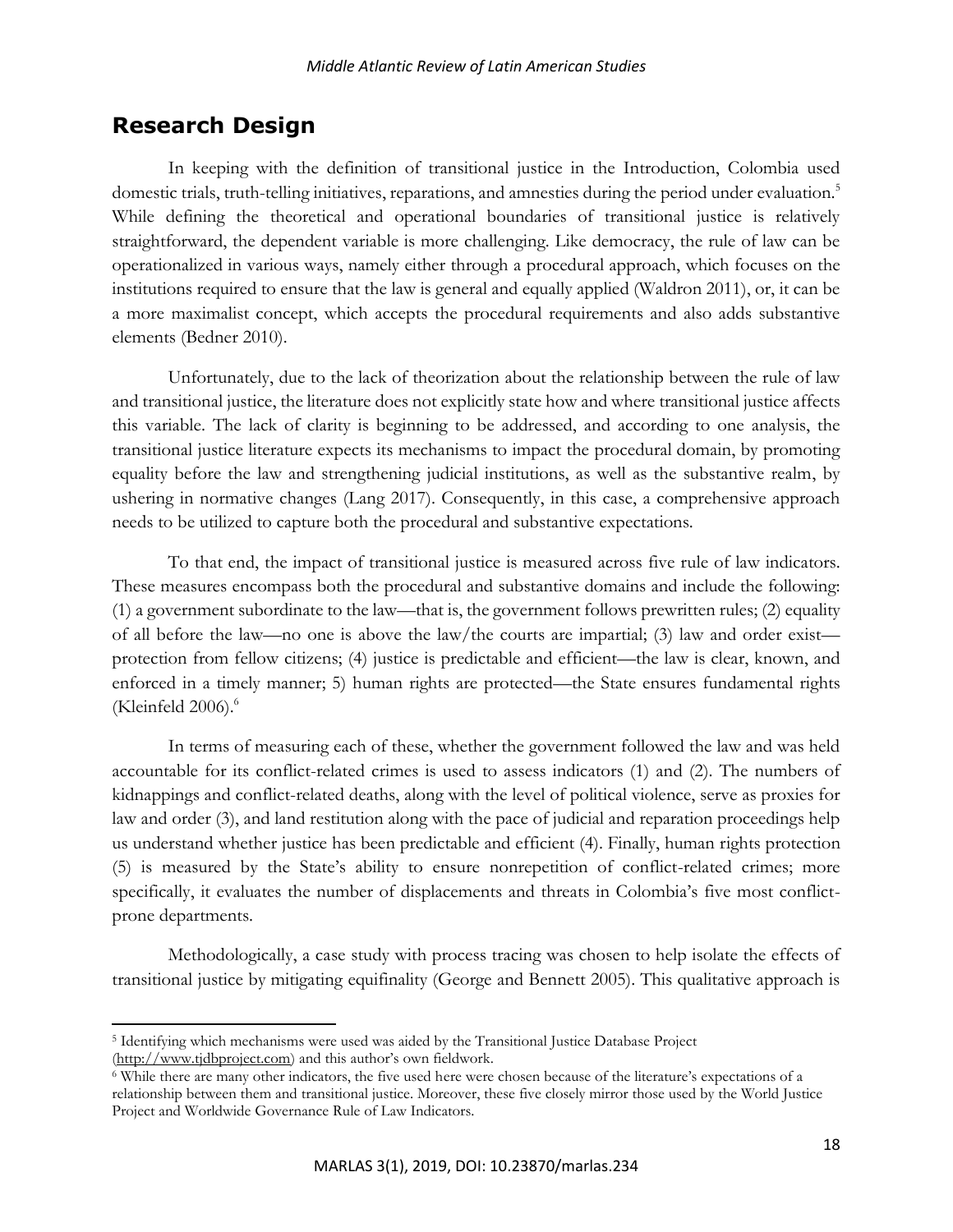## Research Design

In keeping with the definition of transitional justice in the Introduction, Colombia used domestic trials, truth-telling initiatives, reparations, and amnesties during the period under evaluation.[5] While defining the theoretical and operational boundaries of transitional justice is relatively straightforward, the dependent variable is more challenging. Like democracy, the rule of law can be operationalized in various ways, namely either through a procedural approach, which focuses on the institutions required to ensure that the law is general and equally applied (Waldron 2011), or, it can be a more maximalist concept, which accepts the procedural requirements and also adds substantive elements (Bedner 2010).

Unfortunately, due to the lack of theorization about the relationship between the rule of law and transitional justice, the literature does not explicitly state how and where transitional justice affects this variable. The lack of clarity is beginning to be addressed, and according to one analysis, the transitional justice literature expects its mechanisms to impact the procedural domain, by promoting equality before the law and strengthening judicial institutions, as well as the substantive realm, by ushering in normative changes (Lang 2017). Consequently, in this case, a comprehensive approach needs to be utilized to capture both the procedural and substantive expectations.

To that end, the impact of transitional justice is measured across five rule of law indicators. These measures encompass both the procedural and substantive domains and include the following: (1) a government subordinate to the law—that is, the government follows prewritten rules; (2) equality of all before the law—no one is above the law/the courts are impartial; (3) law and order exist—protection from fellow citizens; (4) justice is predictable and efficient—the law is clear, known, and enforced in a timely manner; 5) human rights are protected—the State ensures fundamental rights (Kleinfeld 2006).[6]

In terms of measuring each of these, whether the government followed the law and was held accountable for its conflict-related crimes is used to assess indicators (1) and (2). The numbers of kidnappings and conflict-related deaths, along with the level of political violence, serve as proxies for law and order (3), and land restitution along with the pace of judicial and reparation proceedings help us understand whether justice has been predictable and efficient (4). Finally, human rights protection (5) is measured by the State's ability to ensure nonrepetition of conflict-related crimes; more specifically, it evaluates the number of displacements and threats in Colombia's five most conflict-prone departments.

Methodologically, a case study with process tracing was chosen to help isolate the effects of transitional justice by mitigating equifinality (George and Bennett 2005). This qualitative approach is

---

[5] Identifying which mechanisms were used was aided by the Transitional Justice Database Project (http://www.tjdbproject.com) and this author's own fieldwork.

[6] While there are many other indicators, the five used here were chosen because of the literature's expectations of a relationship between them and transitional justice. Moreover, these five closely mirror those used by the World Justice Project and Worldwide Governance Rule of Law Indicators.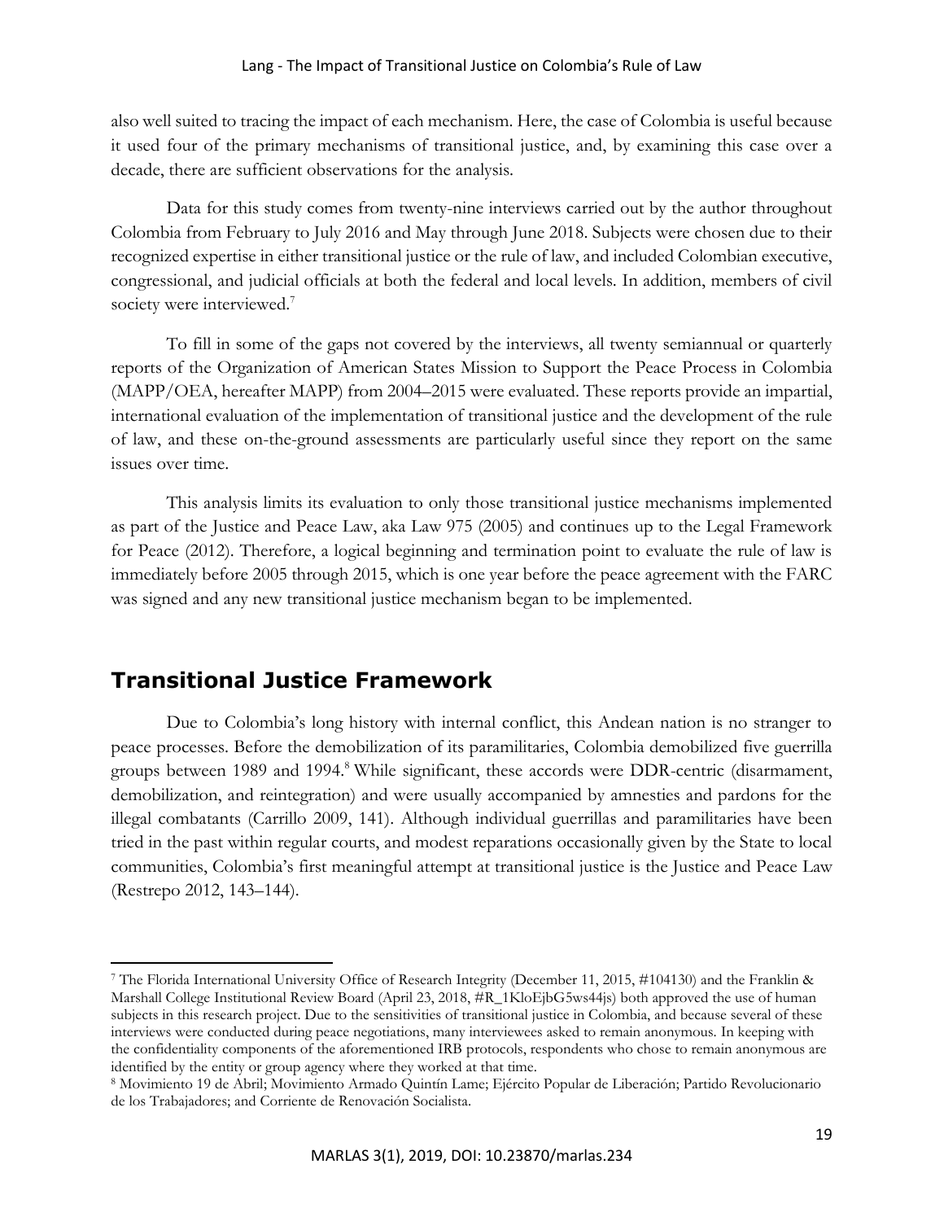also well suited to tracing the impact of each mechanism. Here, the case of Colombia is useful because it used four of the primary mechanisms of transitional justice, and, by examining this case over a decade, there are sufficient observations for the analysis.

Data for this study comes from twenty-nine interviews carried out by the author throughout Colombia from February to July 2016 and May through June 2018. Subjects were chosen due to their recognized expertise in either transitional justice or the rule of law, and included Colombian executive, congressional, and judicial officials at both the federal and local levels. In addition, members of civil society were interviewed.[7]

To fill in some of the gaps not covered by the interviews, all twenty semiannual or quarterly reports of the Organization of American States Mission to Support the Peace Process in Colombia (MAPP/OEA, hereafter MAPP) from 2004–2015 were evaluated. These reports provide an impartial, international evaluation of the implementation of transitional justice and the development of the rule of law, and these on-the-ground assessments are particularly useful since they report on the same issues over time.

This analysis limits its evaluation to only those transitional justice mechanisms implemented as part of the Justice and Peace Law, aka Law 975 (2005) and continues up to the Legal Framework for Peace (2012). Therefore, a logical beginning and termination point to evaluate the rule of law is immediately before 2005 through 2015, which is one year before the peace agreement with the FARC was signed and any new transitional justice mechanism began to be implemented.

## Transitional Justice Framework

Due to Colombia's long history with internal conflict, this Andean nation is no stranger to peace processes. Before the demobilization of its paramilitaries, Colombia demobilized five guerrilla groups between 1989 and 1994.[8] While significant, these accords were DDR-centric (disarmament, demobilization, and reintegration) and were usually accompanied by amnesties and pardons for the illegal combatants (Carrillo 2009, 141). Although individual guerrillas and paramilitaries have been tried in the past within regular courts, and modest reparations occasionally given by the State to local communities, Colombia's first meaningful attempt at transitional justice is the Justice and Peace Law (Restrepo 2012, 143–144).

---

[7] The Florida International University Office of Research Integrity (December 11, 2015, #104130) and the Franklin & Marshall College Institutional Review Board (April 23, 2018, #R_1KloEjbG5ws44js) both approved the use of human subjects in this research project. Due to the sensitivities of transitional justice in Colombia, and because several of these interviews were conducted during peace negotiations, many interviewees asked to remain anonymous. In keeping with the confidentiality components of the aforementioned IRB protocols, respondents who chose to remain anonymous are identified by the entity or group agency where they worked at that time.

[8] Movimiento 19 de Abril; Movimiento Armado Quintín Lame; Ejército Popular de Liberación; Partido Revolucionario de los Trabajadores; and Corriente de Renovación Socialista.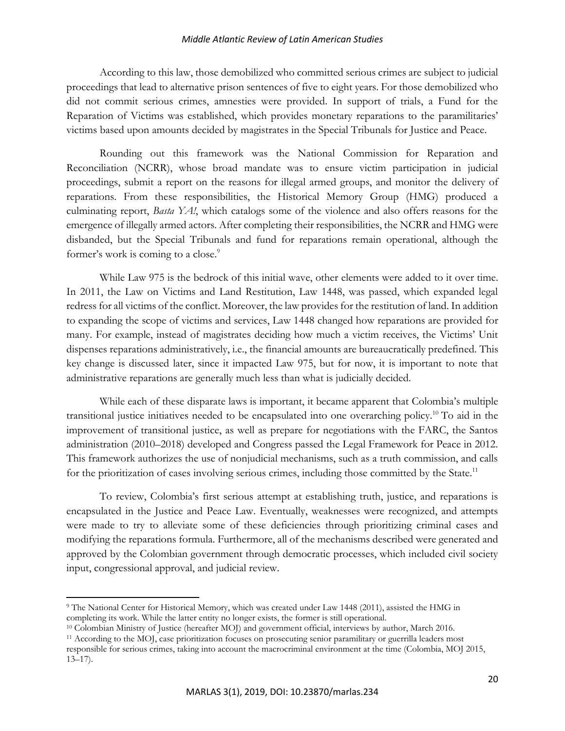According to this law, those demobilized who committed serious crimes are subject to judicial proceedings that lead to alternative prison sentences of five to eight years. For those demobilized who did not commit serious crimes, amnesties were provided. In support of trials, a Fund for the Reparation of Victims was established, which provides monetary reparations to the paramilitaries' victims based upon amounts decided by magistrates in the Special Tribunals for Justice and Peace.

Rounding out this framework was the National Commission for Reparation and Reconciliation (NCRR), whose broad mandate was to ensure victim participation in judicial proceedings, submit a report on the reasons for illegal armed groups, and monitor the delivery of reparations. From these responsibilities, the Historical Memory Group (HMG) produced a culminating report, *Basta YA!*, which catalogs some of the violence and also offers reasons for the emergence of illegally armed actors. After completing their responsibilities, the NCRR and HMG were disbanded, but the Special Tribunals and fund for reparations remain operational, although the former's work is coming to a close.[9]

While Law 975 is the bedrock of this initial wave, other elements were added to it over time. In 2011, the Law on Victims and Land Restitution, Law 1448, was passed, which expanded legal redress for all victims of the conflict. Moreover, the law provides for the restitution of land. In addition to expanding the scope of victims and services, Law 1448 changed how reparations are provided for many. For example, instead of magistrates deciding how much a victim receives, the Victims' Unit dispenses reparations administratively, i.e., the financial amounts are bureaucratically predefined. This key change is discussed later, since it impacted Law 975, but for now, it is important to note that administrative reparations are generally much less than what is judicially decided.

While each of these disparate laws is important, it became apparent that Colombia's multiple transitional justice initiatives needed to be encapsulated into one overarching policy.[10] To aid in the improvement of transitional justice, as well as prepare for negotiations with the FARC, the Santos administration (2010–2018) developed and Congress passed the Legal Framework for Peace in 2012. This framework authorizes the use of nonjudicial mechanisms, such as a truth commission, and calls for the prioritization of cases involving serious crimes, including those committed by the State.[11]

To review, Colombia's first serious attempt at establishing truth, justice, and reparations is encapsulated in the Justice and Peace Law. Eventually, weaknesses were recognized, and attempts were made to try to alleviate some of these deficiencies through prioritizing criminal cases and modifying the reparations formula. Furthermore, all of the mechanisms described were generated and approved by the Colombian government through democratic processes, which included civil society input, congressional approval, and judicial review.

---

[9] The National Center for Historical Memory, which was created under Law 1448 (2011), assisted the HMG in completing its work. While the latter entity no longer exists, the former is still operational.

[10] Colombian Ministry of Justice (hereafter MOJ) and government official, interviews by author, March 2016.

[11] According to the MOJ, case prioritization focuses on prosecuting senior paramilitary or guerrilla leaders most responsible for serious crimes, taking into account the macrocriminal environment at the time (Colombia, MOJ 2015, 13–17).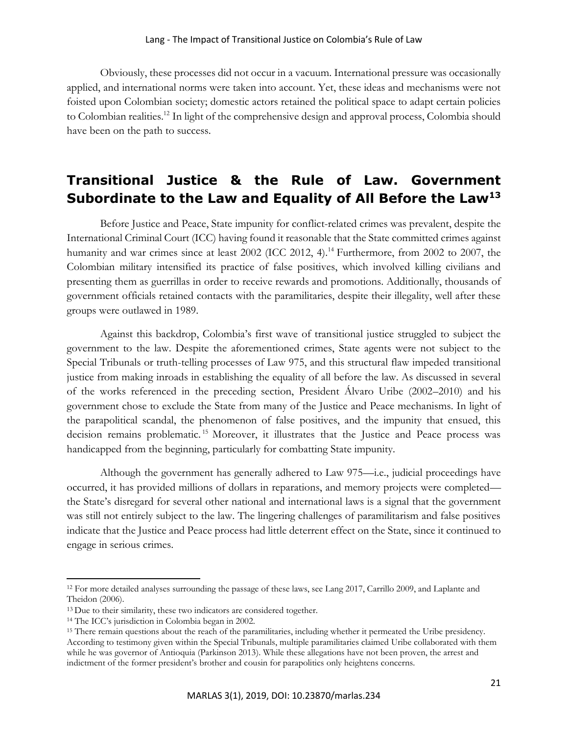Obviously, these processes did not occur in a vacuum. International pressure was occasionally applied, and international norms were taken into account. Yet, these ideas and mechanisms were not foisted upon Colombian society; domestic actors retained the political space to adapt certain policies to Colombian realities.[12] In light of the comprehensive design and approval process, Colombia should have been on the path to success.

## Transitional Justice & the Rule of Law. Government Subordinate to the Law and Equality of All Before the Law[13]

Before Justice and Peace, State impunity for conflict-related crimes was prevalent, despite the International Criminal Court (ICC) having found it reasonable that the State committed crimes against humanity and war crimes since at least 2002 (ICC 2012, 4).[14] Furthermore, from 2002 to 2007, the Colombian military intensified its practice of false positives, which involved killing civilians and presenting them as guerrillas in order to receive rewards and promotions. Additionally, thousands of government officials retained contacts with the paramilitaries, despite their illegality, well after these groups were outlawed in 1989.

Against this backdrop, Colombia's first wave of transitional justice struggled to subject the government to the law. Despite the aforementioned crimes, State agents were not subject to the Special Tribunals or truth-telling processes of Law 975, and this structural flaw impeded transitional justice from making inroads in establishing the equality of all before the law. As discussed in several of the works referenced in the preceding section, President Álvaro Uribe (2002–2010) and his government chose to exclude the State from many of the Justice and Peace mechanisms. In light of the parapolitical scandal, the phenomenon of false positives, and the impunity that ensued, this decision remains problematic.[15] Moreover, it illustrates that the Justice and Peace process was handicapped from the beginning, particularly for combatting State impunity.

Although the government has generally adhered to Law 975—i.e., judicial proceedings have occurred, it has provided millions of dollars in reparations, and memory projects were completed—the State's disregard for several other national and international laws is a signal that the government was still not entirely subject to the law. The lingering challenges of paramilitarism and false positives indicate that the Justice and Peace process had little deterrent effect on the State, since it continued to engage in serious crimes.

---

[12] For more detailed analyses surrounding the passage of these laws, see Lang 2017, Carrillo 2009, and Laplante and Theidon (2006).

[13] Due to their similarity, these two indicators are considered together.

[14] The ICC's jurisdiction in Colombia began in 2002.

[15] There remain questions about the reach of the paramilitaries, including whether it permeated the Uribe presidency. According to testimony given within the Special Tribunals, multiple paramilitaries claimed Uribe collaborated with them while he was governor of Antioquia (Parkinson 2013). While these allegations have not been proven, the arrest and indictment of the former president's brother and cousin for parapolitics only heightens concerns.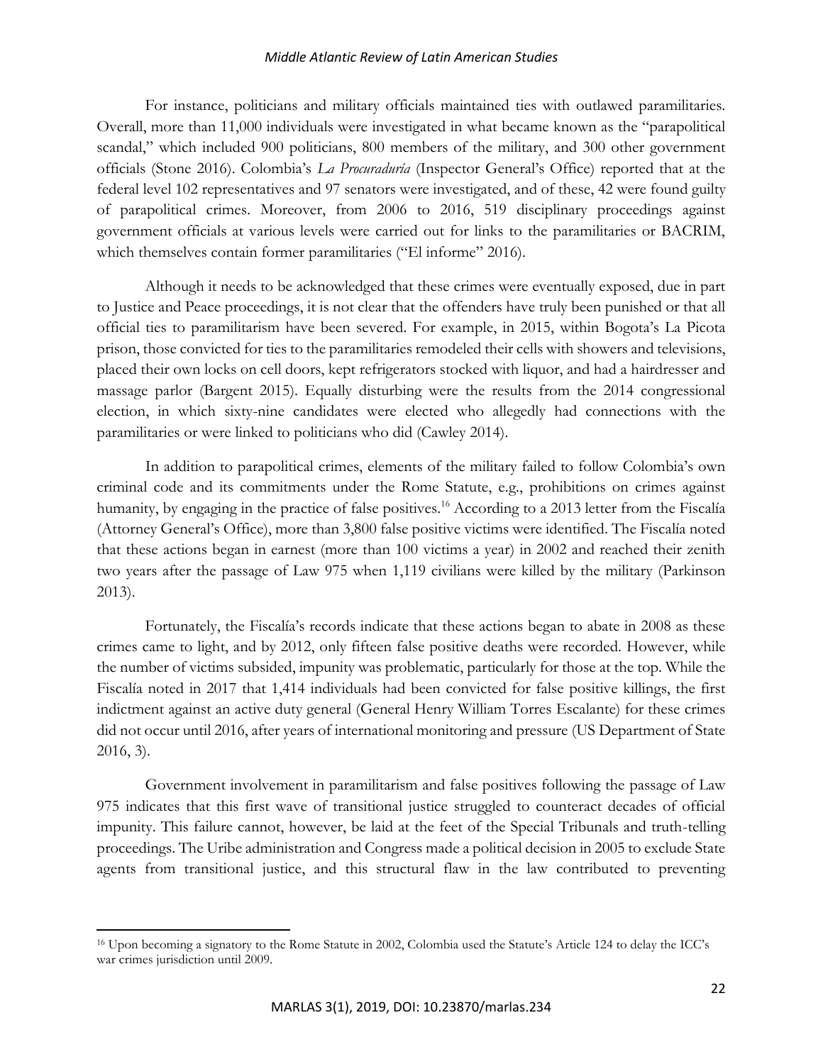For instance, politicians and military officials maintained ties with outlawed paramilitaries. Overall, more than 11,000 individuals were investigated in what became known as the "parapolitical scandal," which included 900 politicians, 800 members of the military, and 300 other government officials (Stone 2016). Colombia's *La Procuraduría* (Inspector General's Office) reported that at the federal level 102 representatives and 97 senators were investigated, and of these, 42 were found guilty of parapolitical crimes. Moreover, from 2006 to 2016, 519 disciplinary proceedings against government officials at various levels were carried out for links to the paramilitaries or BACRIM, which themselves contain former paramilitaries ("El informe" 2016).

Although it needs to be acknowledged that these crimes were eventually exposed, due in part to Justice and Peace proceedings, it is not clear that the offenders have truly been punished or that all official ties to paramilitarism have been severed. For example, in 2015, within Bogota's La Picota prison, those convicted for ties to the paramilitaries remodeled their cells with showers and televisions, placed their own locks on cell doors, kept refrigerators stocked with liquor, and had a hairdresser and massage parlor (Bargent 2015). Equally disturbing were the results from the 2014 congressional election, in which sixty-nine candidates were elected who allegedly had connections with the paramilitaries or were linked to politicians who did (Cawley 2014).

In addition to parapolitical crimes, elements of the military failed to follow Colombia's own criminal code and its commitments under the Rome Statute, e.g., prohibitions on crimes against humanity, by engaging in the practice of false positives.[16] According to a 2013 letter from the Fiscalía (Attorney General's Office), more than 3,800 false positive victims were identified. The Fiscalía noted that these actions began in earnest (more than 100 victims a year) in 2002 and reached their zenith two years after the passage of Law 975 when 1,119 civilians were killed by the military (Parkinson 2013).

Fortunately, the Fiscalía's records indicate that these actions began to abate in 2008 as these crimes came to light, and by 2012, only fifteen false positive deaths were recorded. However, while the number of victims subsided, impunity was problematic, particularly for those at the top. While the Fiscalía noted in 2017 that 1,414 individuals had been convicted for false positive killings, the first indictment against an active duty general (General Henry William Torres Escalante) for these crimes did not occur until 2016, after years of international monitoring and pressure (US Department of State 2016, 3).

Government involvement in paramilitarism and false positives following the passage of Law 975 indicates that this first wave of transitional justice struggled to counteract decades of official impunity. This failure cannot, however, be laid at the feet of the Special Tribunals and truth-telling proceedings. The Uribe administration and Congress made a political decision in 2005 to exclude State agents from transitional justice, and this structural flaw in the law contributed to preventing

[16] Upon becoming a signatory to the Rome Statute in 2002, Colombia used the Statute's Article 124 to delay the ICC's war crimes jurisdiction until 2009.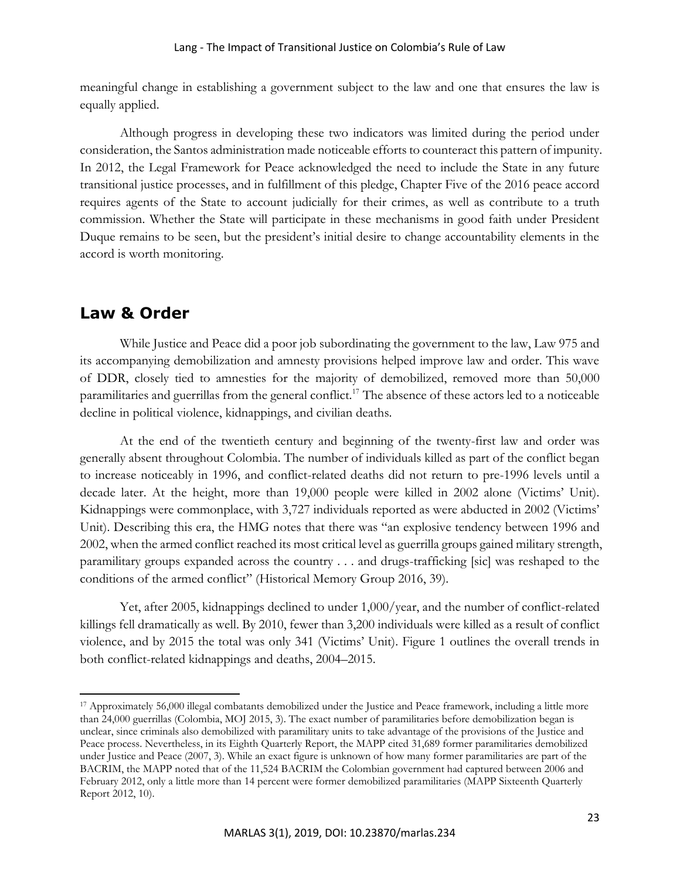meaningful change in establishing a government subject to the law and one that ensures the law is equally applied.

Although progress in developing these two indicators was limited during the period under consideration, the Santos administration made noticeable efforts to counteract this pattern of impunity. In 2012, the Legal Framework for Peace acknowledged the need to include the State in any future transitional justice processes, and in fulfillment of this pledge, Chapter Five of the 2016 peace accord requires agents of the State to account judicially for their crimes, as well as contribute to a truth commission. Whether the State will participate in these mechanisms in good faith under President Duque remains to be seen, but the president's initial desire to change accountability elements in the accord is worth monitoring.

## Law & Order

While Justice and Peace did a poor job subordinating the government to the law, Law 975 and its accompanying demobilization and amnesty provisions helped improve law and order. This wave of DDR, closely tied to amnesties for the majority of demobilized, removed more than 50,000 paramilitaries and guerrillas from the general conflict.[17] The absence of these actors led to a noticeable decline in political violence, kidnappings, and civilian deaths.

At the end of the twentieth century and beginning of the twenty-first law and order was generally absent throughout Colombia. The number of individuals killed as part of the conflict began to increase noticeably in 1996, and conflict-related deaths did not return to pre-1996 levels until a decade later. At the height, more than 19,000 people were killed in 2002 alone (Victims' Unit). Kidnappings were commonplace, with 3,727 individuals reported as were abducted in 2002 (Victims' Unit). Describing this era, the HMG notes that there was "an explosive tendency between 1996 and 2002, when the armed conflict reached its most critical level as guerrilla groups gained military strength, paramilitary groups expanded across the country . . . and drugs-trafficking [sic] was reshaped to the conditions of the armed conflict" (Historical Memory Group 2016, 39).

Yet, after 2005, kidnappings declined to under 1,000/year, and the number of conflict-related killings fell dramatically as well. By 2010, fewer than 3,200 individuals were killed as a result of conflict violence, and by 2015 the total was only 341 (Victims' Unit). Figure 1 outlines the overall trends in both conflict-related kidnappings and deaths, 2004–2015.

[17] Approximately 56,000 illegal combatants demobilized under the Justice and Peace framework, including a little more than 24,000 guerrillas (Colombia, MOJ 2015, 3). The exact number of paramilitaries before demobilization began is unclear, since criminals also demobilized with paramilitary units to take advantage of the provisions of the Justice and Peace process. Nevertheless, in its Eighth Quarterly Report, the MAPP cited 31,689 former paramilitaries demobilized under Justice and Peace (2007, 3). While an exact figure is unknown of how many former paramilitaries are part of the BACRIM, the MAPP noted that of the 11,524 BACRIM the Colombian government had captured between 2006 and February 2012, only a little more than 14 percent were former demobilized paramilitaries (MAPP Sixteenth Quarterly Report 2012, 10).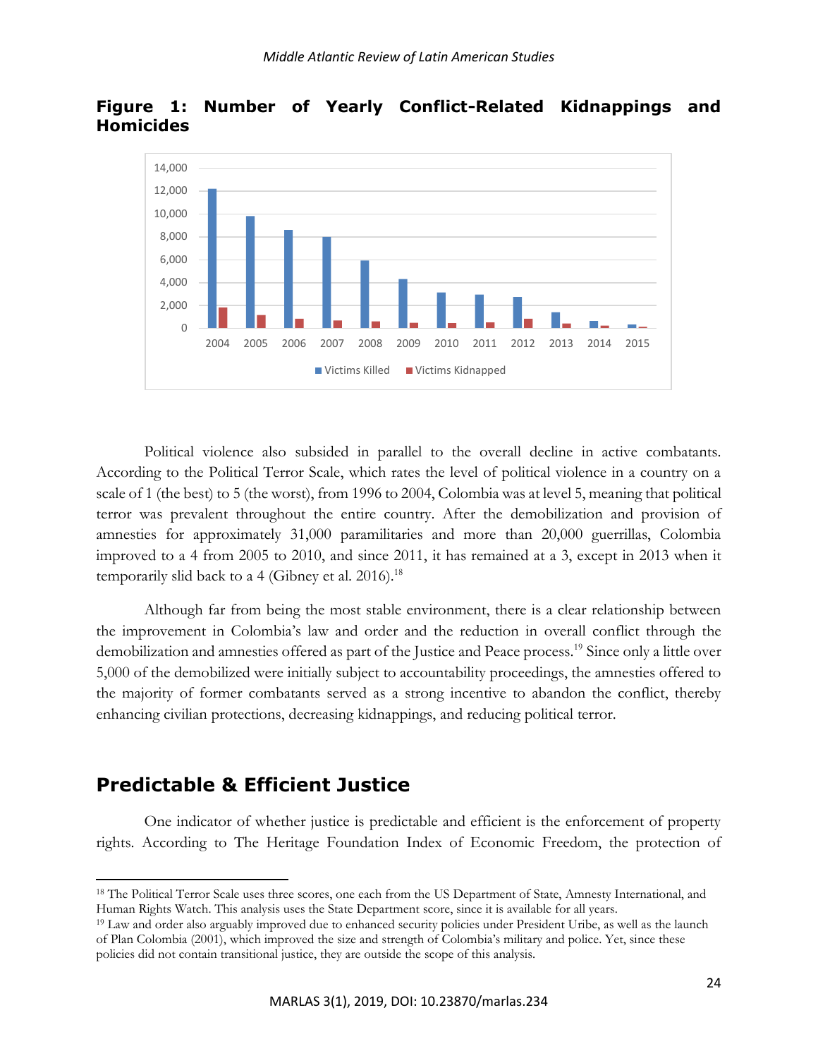**Figure 1: Number of Yearly Conflict-Related Kidnappings and Homicides**

Political violence also subsided in parallel to the overall decline in active combatants. According to the Political Terror Scale, which rates the level of political violence in a country on a scale of 1 (the best) to 5 (the worst), from 1996 to 2004, Colombia was at level 5, meaning that political terror was prevalent throughout the entire country. After the demobilization and provision of amnesties for approximately 31,000 paramilitaries and more than 20,000 guerrillas, Colombia improved to a 4 from 2005 to 2010, and since 2011, it has remained at a 3, except in 2013 when it temporarily slid back to a 4 (Gibney et al. 2016).[18]

Although far from being the most stable environment, there is a clear relationship between the improvement in Colombia's law and order and the reduction in overall conflict through the demobilization and amnesties offered as part of the Justice and Peace process.[19] Since only a little over 5,000 of the demobilized were initially subject to accountability proceedings, the amnesties offered to the majority of former combatants served as a strong incentive to abandon the conflict, thereby enhancing civilian protections, decreasing kidnappings, and reducing political terror.

## Predictable & Efficient Justice

One indicator of whether justice is predictable and efficient is the enforcement of property rights. According to The Heritage Foundation Index of Economic Freedom, the protection of

---

[18] The Political Terror Scale uses three scores, one each from the US Department of State, Amnesty International, and Human Rights Watch. This analysis uses the State Department score, since it is available for all years.

[19] Law and order also arguably improved due to enhanced security policies under President Uribe, as well as the launch of Plan Colombia (2001), which improved the size and strength of Colombia's military and police. Yet, since these policies did not contain transitional justice, they are outside the scope of this analysis.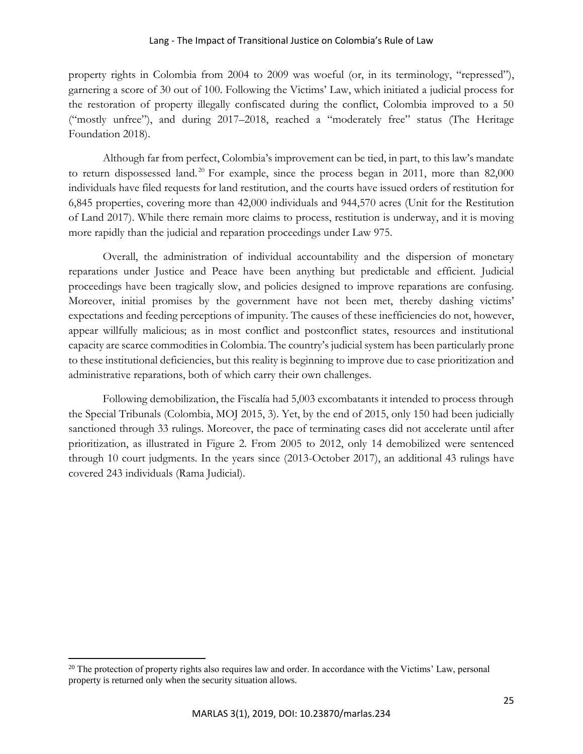property rights in Colombia from 2004 to 2009 was woeful (or, in its terminology, "repressed"), garnering a score of 30 out of 100. Following the Victims' Law, which initiated a judicial process for the restoration of property illegally confiscated during the conflict, Colombia improved to a 50 ("mostly unfree"), and during 2017–2018, reached a "moderately free" status (The Heritage Foundation 2018).

Although far from perfect, Colombia's improvement can be tied, in part, to this law's mandate to return dispossessed land.[20] For example, since the process began in 2011, more than 82,000 individuals have filed requests for land restitution, and the courts have issued orders of restitution for 6,845 properties, covering more than 42,000 individuals and 944,570 acres (Unit for the Restitution of Land 2017). While there remain more claims to process, restitution is underway, and it is moving more rapidly than the judicial and reparation proceedings under Law 975.

Overall, the administration of individual accountability and the dispersion of monetary reparations under Justice and Peace have been anything but predictable and efficient. Judicial proceedings have been tragically slow, and policies designed to improve reparations are confusing. Moreover, initial promises by the government have not been met, thereby dashing victims' expectations and feeding perceptions of impunity. The causes of these inefficiencies do not, however, appear willfully malicious; as in most conflict and postconflict states, resources and institutional capacity are scarce commodities in Colombia. The country's judicial system has been particularly prone to these institutional deficiencies, but this reality is beginning to improve due to case prioritization and administrative reparations, both of which carry their own challenges.

Following demobilization, the Fiscalía had 5,003 excombatants it intended to process through the Special Tribunals (Colombia, MOJ 2015, 3). Yet, by the end of 2015, only 150 had been judicially sanctioned through 33 rulings. Moreover, the pace of terminating cases did not accelerate until after prioritization, as illustrated in Figure 2. From 2005 to 2012, only 14 demobilized were sentenced through 10 court judgments. In the years since (2013-October 2017), an additional 43 rulings have covered 243 individuals (Rama Judicial).

[20] The protection of property rights also requires law and order. In accordance with the Victims' Law, personal property is returned only when the security situation allows.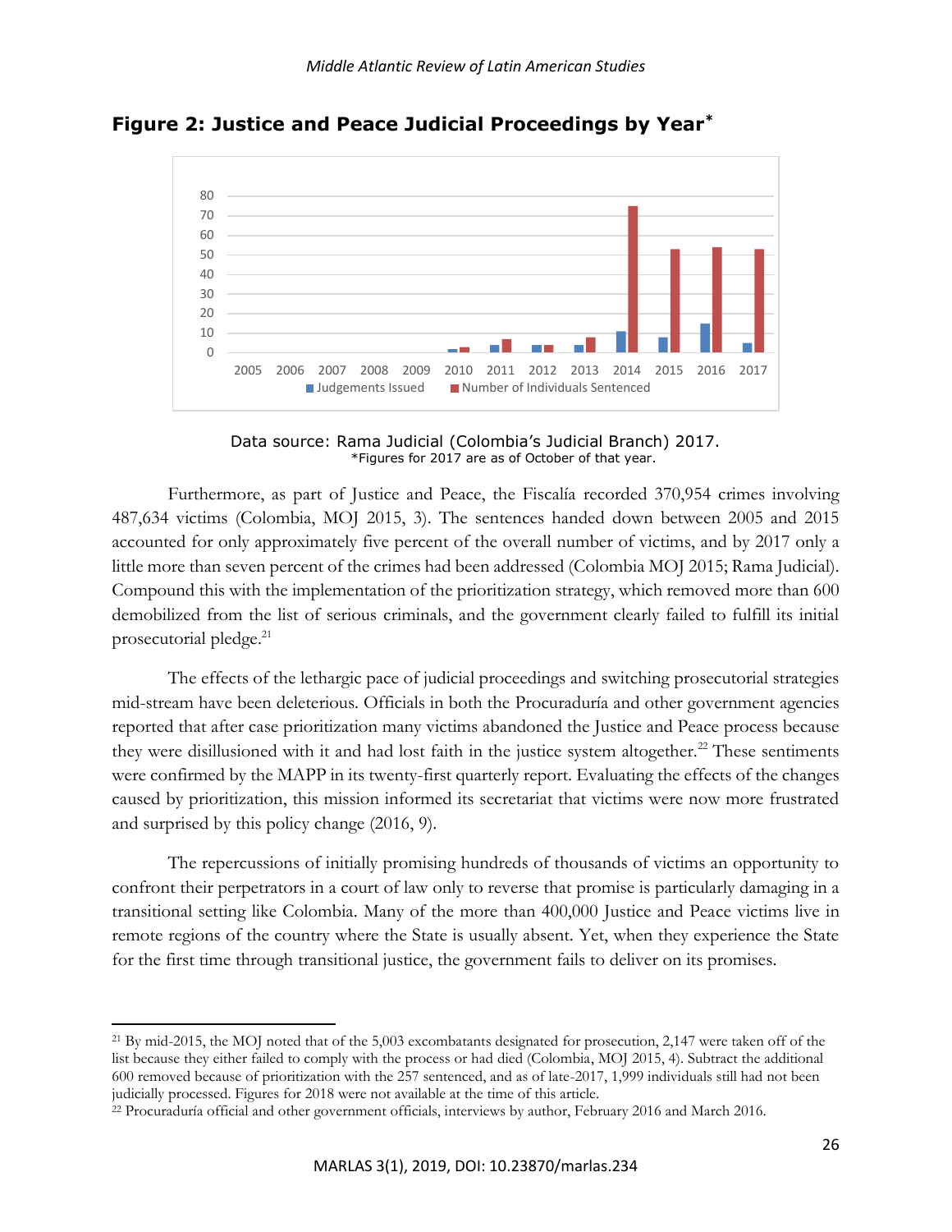## Figure 2: Justice and Peace Judicial Proceedings by Year*

Data source: Rama Judicial (Colombia's Judicial Branch) 2017.
*Figures for 2017 are as of October of that year.

Furthermore, as part of Justice and Peace, the Fiscalía recorded 370,954 crimes involving 487,634 victims (Colombia, MOJ 2015, 3). The sentences handed down between 2005 and 2015 accounted for only approximately five percent of the overall number of victims, and by 2017 only a little more than seven percent of the crimes had been addressed (Colombia MOJ 2015; Rama Judicial). Compound this with the implementation of the prioritization strategy, which removed more than 600 demobilized from the list of serious criminals, and the government clearly failed to fulfill its initial prosecutorial pledge.[21]

The effects of the lethargic pace of judicial proceedings and switching prosecutorial strategies mid-stream have been deleterious. Officials in both the Procuraduría and other government agencies reported that after case prioritization many victims abandoned the Justice and Peace process because they were disillusioned with it and had lost faith in the justice system altogether.[22] These sentiments were confirmed by the MAPP in its twenty-first quarterly report. Evaluating the effects of the changes caused by prioritization, this mission informed its secretariat that victims were now more frustrated and surprised by this policy change (2016, 9).

The repercussions of initially promising hundreds of thousands of victims an opportunity to confront their perpetrators in a court of law only to reverse that promise is particularly damaging in a transitional setting like Colombia. Many of the more than 400,000 Justice and Peace victims live in remote regions of the country where the State is usually absent. Yet, when they experience the State for the first time through transitional justice, the government fails to deliver on its promises.

---

[21] By mid-2015, the MOJ noted that of the 5,003 excombatants designated for prosecution, 2,147 were taken off of the list because they either failed to comply with the process or had died (Colombia, MOJ 2015, 4). Subtract the additional 600 removed because of prioritization with the 257 sentenced, and as of late-2017, 1,999 individuals still had not been judicially processed. Figures for 2018 were not available at the time of this article.

[22] Procuraduría official and other government officials, interviews by author, February 2016 and March 2016.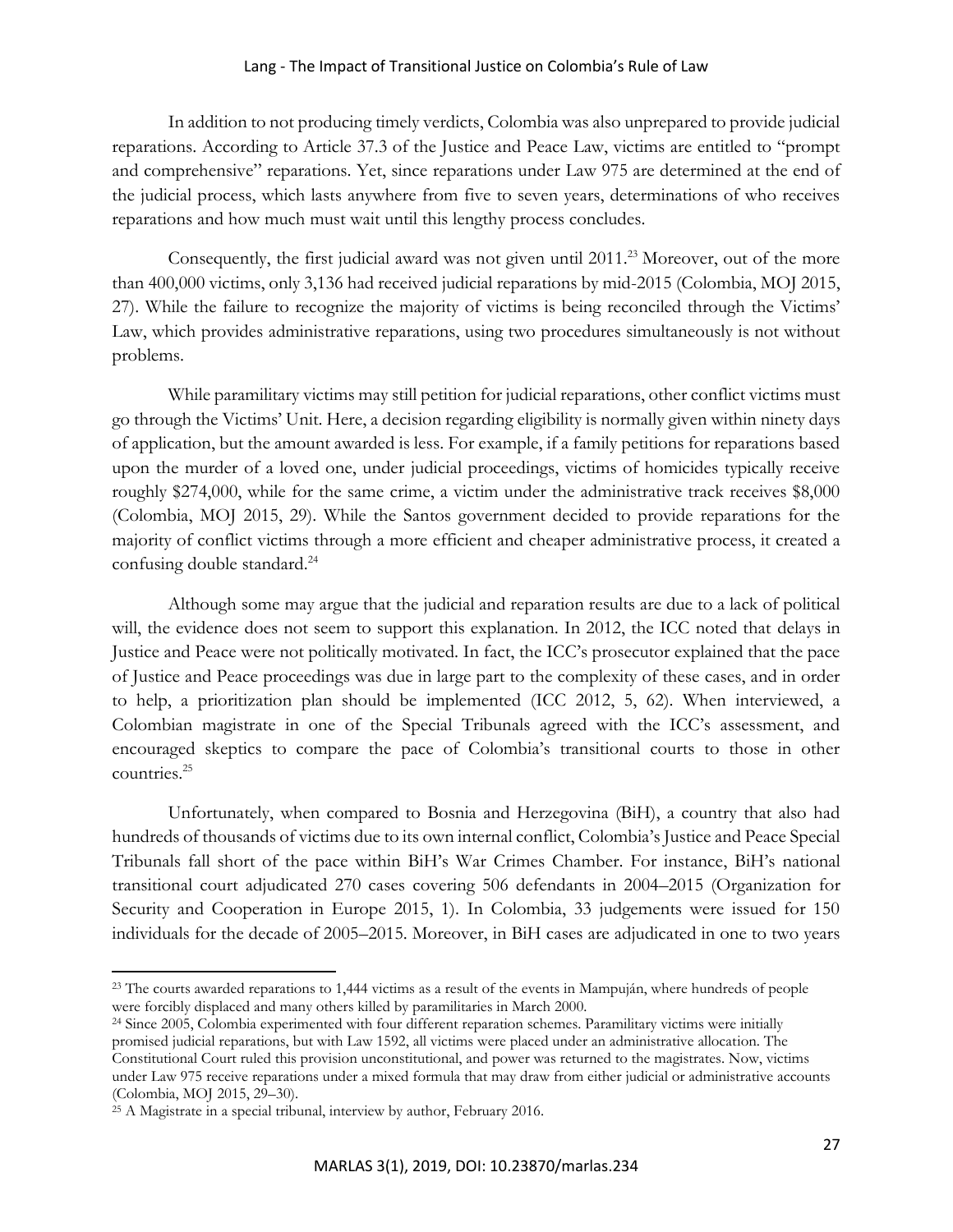In addition to not producing timely verdicts, Colombia was also unprepared to provide judicial reparations. According to Article 37.3 of the Justice and Peace Law, victims are entitled to "prompt and comprehensive" reparations. Yet, since reparations under Law 975 are determined at the end of the judicial process, which lasts anywhere from five to seven years, determinations of who receives reparations and how much must wait until this lengthy process concludes.

Consequently, the first judicial award was not given until 2011.[23] Moreover, out of the more than 400,000 victims, only 3,136 had received judicial reparations by mid-2015 (Colombia, MOJ 2015, 27). While the failure to recognize the majority of victims is being reconciled through the Victims' Law, which provides administrative reparations, using two procedures simultaneously is not without problems.

While paramilitary victims may still petition for judicial reparations, other conflict victims must go through the Victims' Unit. Here, a decision regarding eligibility is normally given within ninety days of application, but the amount awarded is less. For example, if a family petitions for reparations based upon the murder of a loved one, under judicial proceedings, victims of homicides typically receive roughly $274,000, while for the same crime, a victim under the administrative track receives $8,000 (Colombia, MOJ 2015, 29). While the Santos government decided to provide reparations for the majority of conflict victims through a more efficient and cheaper administrative process, it created a confusing double standard.[24]

Although some may argue that the judicial and reparation results are due to a lack of political will, the evidence does not seem to support this explanation. In 2012, the ICC noted that delays in Justice and Peace were not politically motivated. In fact, the ICC's prosecutor explained that the pace of Justice and Peace proceedings was due in large part to the complexity of these cases, and in order to help, a prioritization plan should be implemented (ICC 2012, 5, 62). When interviewed, a Colombian magistrate in one of the Special Tribunals agreed with the ICC's assessment, and encouraged skeptics to compare the pace of Colombia's transitional courts to those in other countries.[25]

Unfortunately, when compared to Bosnia and Herzegovina (BiH), a country that also had hundreds of thousands of victims due to its own internal conflict, Colombia's Justice and Peace Special Tribunals fall short of the pace within BiH's War Crimes Chamber. For instance, BiH's national transitional court adjudicated 270 cases covering 506 defendants in 2004–2015 (Organization for Security and Cooperation in Europe 2015, 1). In Colombia, 33 judgements were issued for 150 individuals for the decade of 2005–2015. Moreover, in BiH cases are adjudicated in one to two years

---

[23] The courts awarded reparations to 1,444 victims as a result of the events in Mampuján, where hundreds of people were forcibly displaced and many others killed by paramilitaries in March 2000.

[24] Since 2005, Colombia experimented with four different reparation schemes. Paramilitary victims were initially promised judicial reparations, but with Law 1592, all victims were placed under an administrative allocation. The Constitutional Court ruled this provision unconstitutional, and power was returned to the magistrates. Now, victims under Law 975 receive reparations under a mixed formula that may draw from either judicial or administrative accounts (Colombia, MOJ 2015, 29–30).

[25] A Magistrate in a special tribunal, interview by author, February 2016.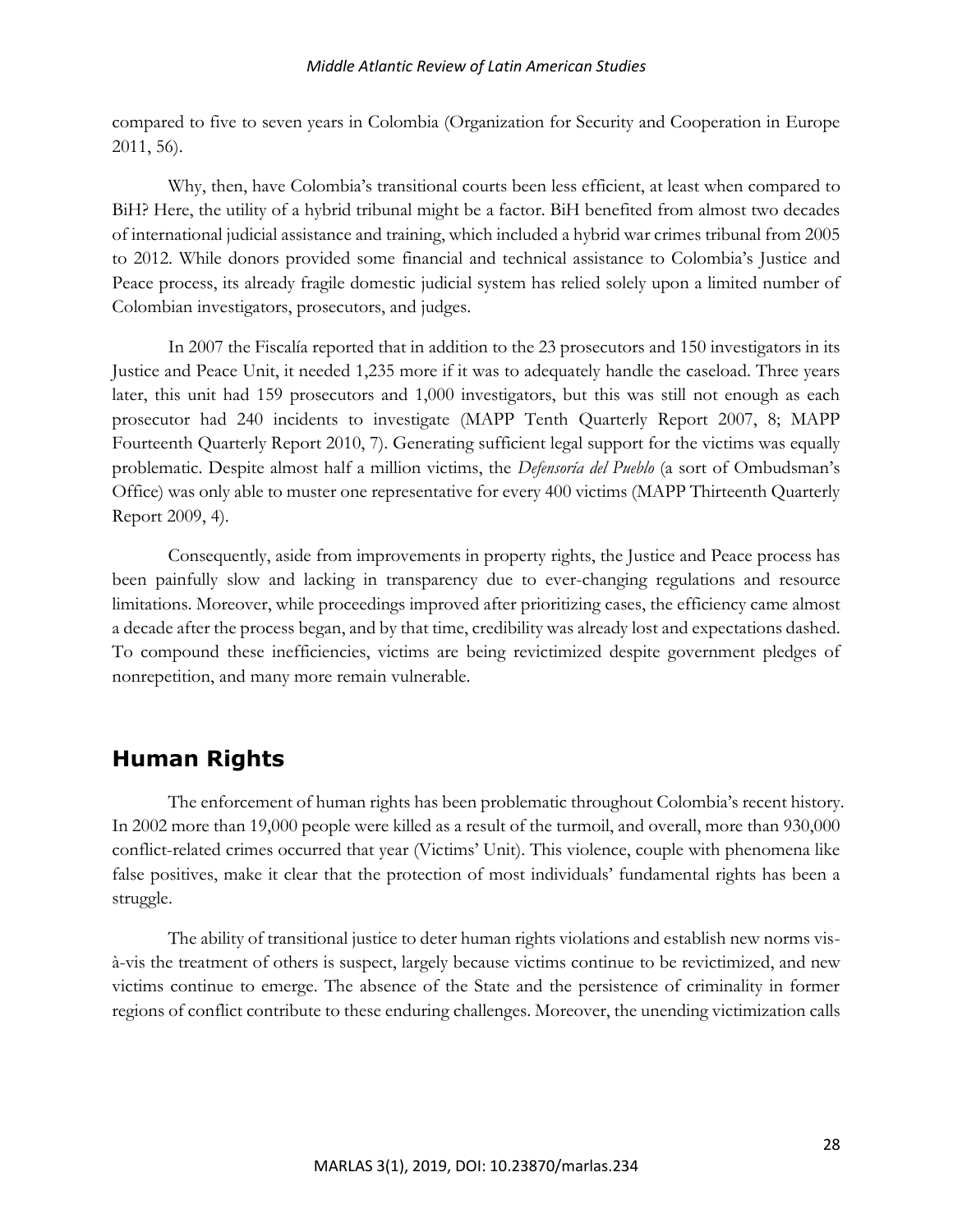compared to five to seven years in Colombia (Organization for Security and Cooperation in Europe 2011, 56).

Why, then, have Colombia's transitional courts been less efficient, at least when compared to BiH? Here, the utility of a hybrid tribunal might be a factor. BiH benefited from almost two decades of international judicial assistance and training, which included a hybrid war crimes tribunal from 2005 to 2012. While donors provided some financial and technical assistance to Colombia's Justice and Peace process, its already fragile domestic judicial system has relied solely upon a limited number of Colombian investigators, prosecutors, and judges.

In 2007 the Fiscalía reported that in addition to the 23 prosecutors and 150 investigators in its Justice and Peace Unit, it needed 1,235 more if it was to adequately handle the caseload. Three years later, this unit had 159 prosecutors and 1,000 investigators, but this was still not enough as each prosecutor had 240 incidents to investigate (MAPP Tenth Quarterly Report 2007, 8; MAPP Fourteenth Quarterly Report 2010, 7). Generating sufficient legal support for the victims was equally problematic. Despite almost half a million victims, the *Defensoría del Pueblo* (a sort of Ombudsman's Office) was only able to muster one representative for every 400 victims (MAPP Thirteenth Quarterly Report 2009, 4).

Consequently, aside from improvements in property rights, the Justice and Peace process has been painfully slow and lacking in transparency due to ever-changing regulations and resource limitations. Moreover, while proceedings improved after prioritizing cases, the efficiency came almost a decade after the process began, and by that time, credibility was already lost and expectations dashed. To compound these inefficiencies, victims are being revictimized despite government pledges of nonrepetition, and many more remain vulnerable.

## Human Rights

The enforcement of human rights has been problematic throughout Colombia's recent history. In 2002 more than 19,000 people were killed as a result of the turmoil, and overall, more than 930,000 conflict-related crimes occurred that year (Victims' Unit). This violence, couple with phenomena like false positives, make it clear that the protection of most individuals' fundamental rights has been a struggle.

The ability of transitional justice to deter human rights violations and establish new norms vis-à-vis the treatment of others is suspect, largely because victims continue to be revictimized, and new victims continue to emerge. The absence of the State and the persistence of criminality in former regions of conflict contribute to these enduring challenges. Moreover, the unending victimization calls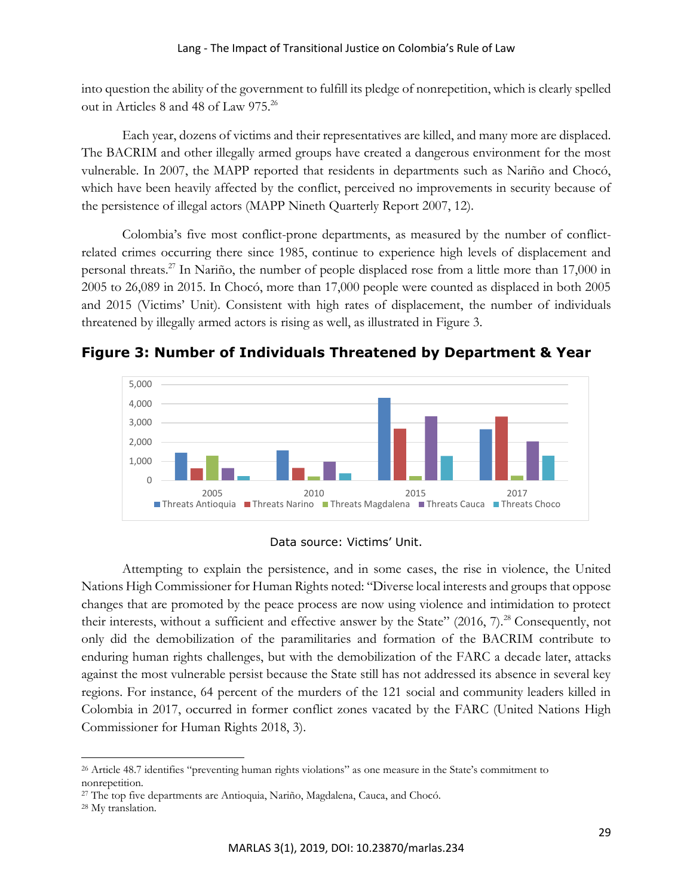into question the ability of the government to fulfill its pledge of nonrepetition, which is clearly spelled out in Articles 8 and 48 of Law 975.[26]

Each year, dozens of victims and their representatives are killed, and many more are displaced. The BACRIM and other illegally armed groups have created a dangerous environment for the most vulnerable. In 2007, the MAPP reported that residents in departments such as Nariño and Chocó, which have been heavily affected by the conflict, perceived no improvements in security because of the persistence of illegal actors (MAPP Nineth Quarterly Report 2007, 12).

Colombia's five most conflict-prone departments, as measured by the number of conflict-related crimes occurring there since 1985, continue to experience high levels of displacement and personal threats.[27] In Nariño, the number of people displaced rose from a little more than 17,000 in 2005 to 26,089 in 2015. In Chocó, more than 17,000 people were counted as displaced in both 2005 and 2015 (Victims' Unit). Consistent with high rates of displacement, the number of individuals threatened by illegally armed actors is rising as well, as illustrated in Figure 3.

## Figure 3: Number of Individuals Threatened by Department & Year

Data source: Victims' Unit.

Attempting to explain the persistence, and in some cases, the rise in violence, the United Nations High Commissioner for Human Rights noted: "Diverse local interests and groups that oppose changes that are promoted by the peace process are now using violence and intimidation to protect their interests, without a sufficient and effective answer by the State" (2016, 7).[28] Consequently, not only did the demobilization of the paramilitaries and formation of the BACRIM contribute to enduring human rights challenges, but with the demobilization of the FARC a decade later, attacks against the most vulnerable persist because the State still has not addressed its absence in several key regions. For instance, 64 percent of the murders of the 121 social and community leaders killed in Colombia in 2017, occurred in former conflict zones vacated by the FARC (United Nations High Commissioner for Human Rights 2018, 3).

---

[26] Article 48.7 identifies "preventing human rights violations" as one measure in the State's commitment to nonrepetition.

[27] The top five departments are Antioquia, Nariño, Magdalena, Cauca, and Chocó.

[28] My translation.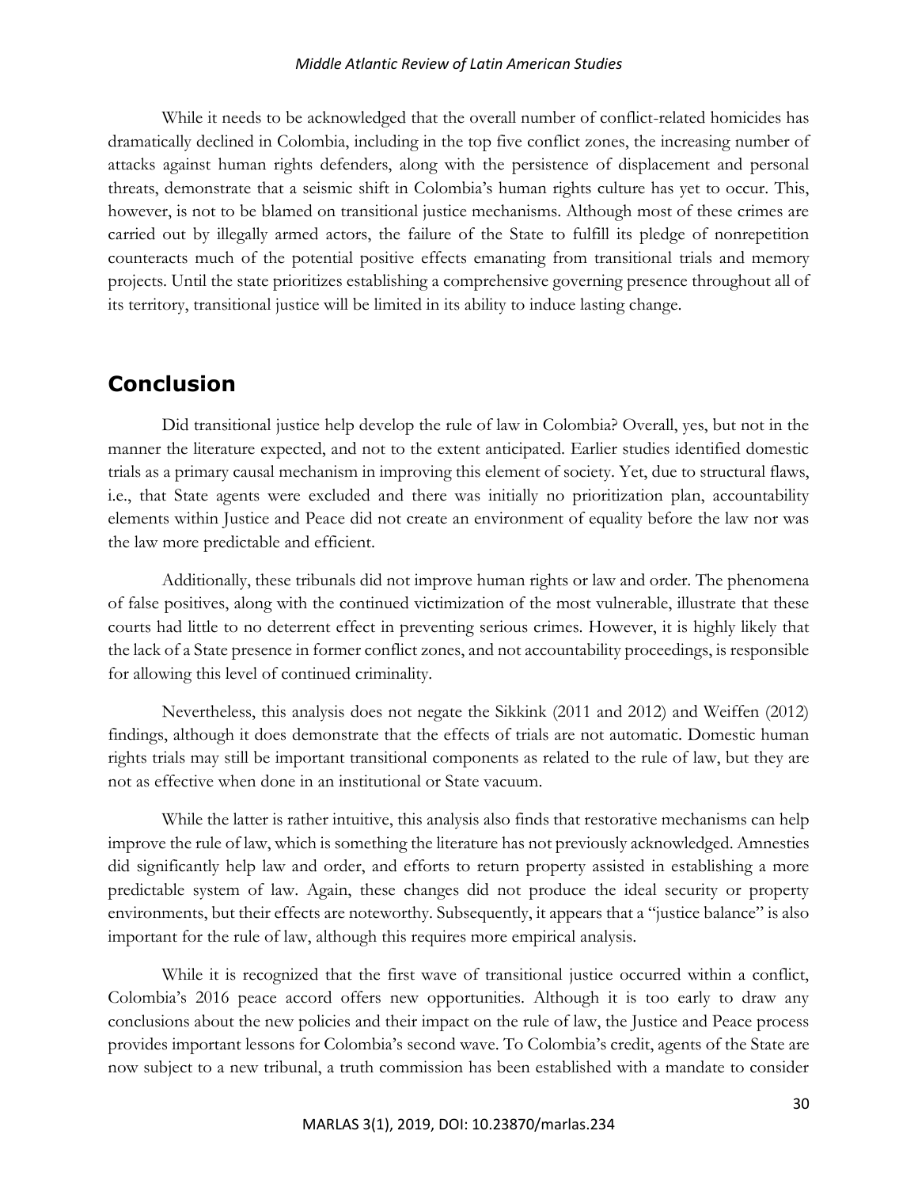While it needs to be acknowledged that the overall number of conflict-related homicides has dramatically declined in Colombia, including in the top five conflict zones, the increasing number of attacks against human rights defenders, along with the persistence of displacement and personal threats, demonstrate that a seismic shift in Colombia's human rights culture has yet to occur. This, however, is not to be blamed on transitional justice mechanisms. Although most of these crimes are carried out by illegally armed actors, the failure of the State to fulfill its pledge of nonrepetition counteracts much of the potential positive effects emanating from transitional trials and memory projects. Until the state prioritizes establishing a comprehensive governing presence throughout all of its territory, transitional justice will be limited in its ability to induce lasting change.

## Conclusion

Did transitional justice help develop the rule of law in Colombia? Overall, yes, but not in the manner the literature expected, and not to the extent anticipated. Earlier studies identified domestic trials as a primary causal mechanism in improving this element of society. Yet, due to structural flaws, i.e., that State agents were excluded and there was initially no prioritization plan, accountability elements within Justice and Peace did not create an environment of equality before the law nor was the law more predictable and efficient.

Additionally, these tribunals did not improve human rights or law and order. The phenomena of false positives, along with the continued victimization of the most vulnerable, illustrate that these courts had little to no deterrent effect in preventing serious crimes. However, it is highly likely that the lack of a State presence in former conflict zones, and not accountability proceedings, is responsible for allowing this level of continued criminality.

Nevertheless, this analysis does not negate the Sikkink (2011 and 2012) and Weiffen (2012) findings, although it does demonstrate that the effects of trials are not automatic. Domestic human rights trials may still be important transitional components as related to the rule of law, but they are not as effective when done in an institutional or State vacuum.

While the latter is rather intuitive, this analysis also finds that restorative mechanisms can help improve the rule of law, which is something the literature has not previously acknowledged. Amnesties did significantly help law and order, and efforts to return property assisted in establishing a more predictable system of law. Again, these changes did not produce the ideal security or property environments, but their effects are noteworthy. Subsequently, it appears that a "justice balance" is also important for the rule of law, although this requires more empirical analysis.

While it is recognized that the first wave of transitional justice occurred within a conflict, Colombia's 2016 peace accord offers new opportunities. Although it is too early to draw any conclusions about the new policies and their impact on the rule of law, the Justice and Peace process provides important lessons for Colombia's second wave. To Colombia's credit, agents of the State are now subject to a new tribunal, a truth commission has been established with a mandate to consider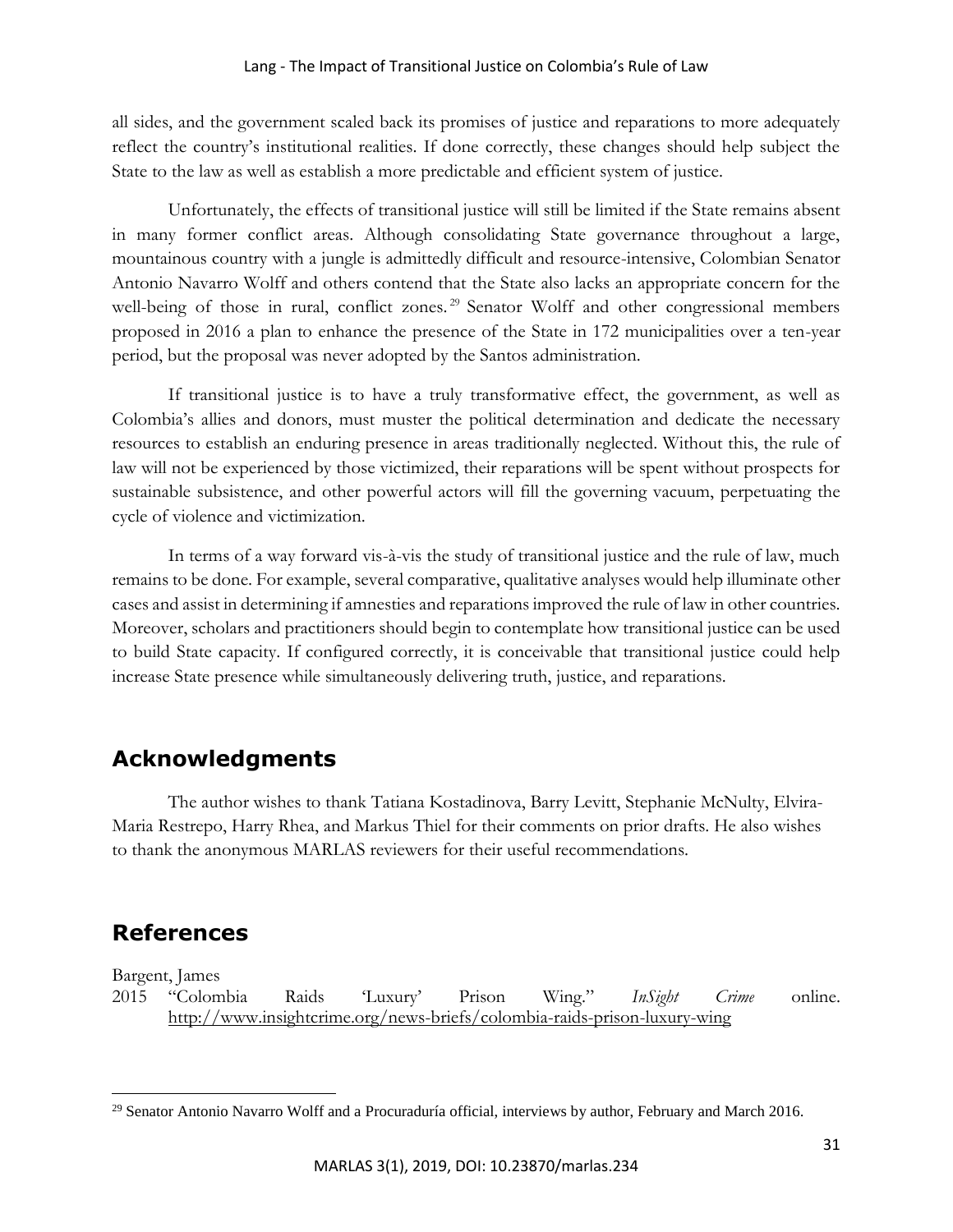all sides, and the government scaled back its promises of justice and reparations to more adequately reflect the country's institutional realities. If done correctly, these changes should help subject the State to the law as well as establish a more predictable and efficient system of justice.

Unfortunately, the effects of transitional justice will still be limited if the State remains absent in many former conflict areas. Although consolidating State governance throughout a large, mountainous country with a jungle is admittedly difficult and resource-intensive, Colombian Senator Antonio Navarro Wolff and others contend that the State also lacks an appropriate concern for the well-being of those in rural, conflict zones.[29] Senator Wolff and other congressional members proposed in 2016 a plan to enhance the presence of the State in 172 municipalities over a ten-year period, but the proposal was never adopted by the Santos administration.

If transitional justice is to have a truly transformative effect, the government, as well as Colombia's allies and donors, must muster the political determination and dedicate the necessary resources to establish an enduring presence in areas traditionally neglected. Without this, the rule of law will not be experienced by those victimized, their reparations will be spent without prospects for sustainable subsistence, and other powerful actors will fill the governing vacuum, perpetuating the cycle of violence and victimization.

In terms of a way forward vis-à-vis the study of transitional justice and the rule of law, much remains to be done. For example, several comparative, qualitative analyses would help illuminate other cases and assist in determining if amnesties and reparations improved the rule of law in other countries. Moreover, scholars and practitioners should begin to contemplate how transitional justice can be used to build State capacity. If configured correctly, it is conceivable that transitional justice could help increase State presence while simultaneously delivering truth, justice, and reparations.

## Acknowledgments

The author wishes to thank Tatiana Kostadinova, Barry Levitt, Stephanie McNulty, Elvira-Maria Restrepo, Harry Rhea, and Markus Thiel for their comments on prior drafts. He also wishes to thank the anonymous MARLAS reviewers for their useful recommendations.

## References

Bargent, James
2015 "Colombia Raids 'Luxury' Prison Wing." *InSight Crime* online. http://www.insightcrime.org/news-briefs/colombia-raids-prison-luxury-wing

---

[29] Senator Antonio Navarro Wolff and a Procuraduría official, interviews by author, February and March 2016.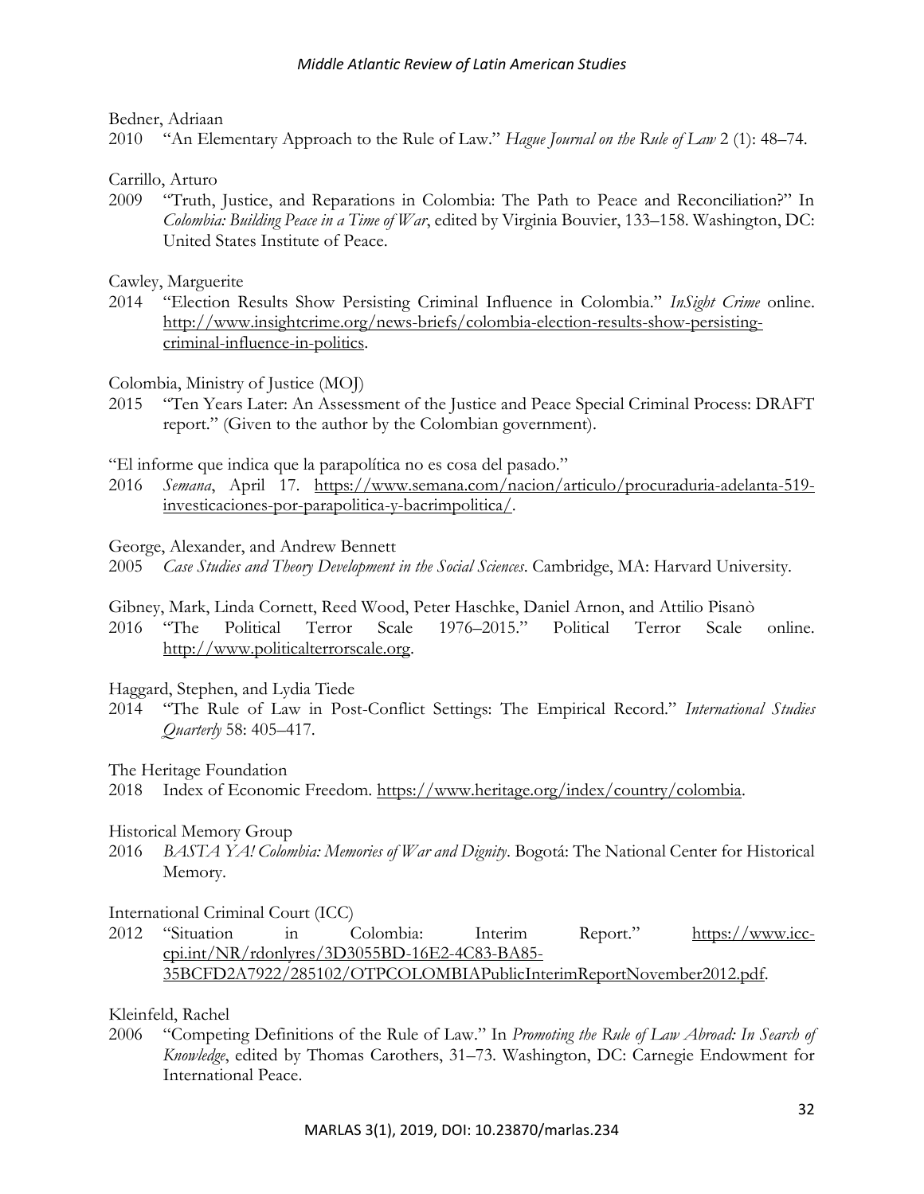Bedner, Adriaan

2010 "An Elementary Approach to the Rule of Law." *Hague Journal on the Rule of Law* 2 (1): 48–74.

Carrillo, Arturo

2009 "Truth, Justice, and Reparations in Colombia: The Path to Peace and Reconciliation?" In *Colombia: Building Peace in a Time of War*, edited by Virginia Bouvier, 133–158. Washington, DC: United States Institute of Peace.

Cawley, Marguerite

2014 "Election Results Show Persisting Criminal Influence in Colombia." *InSight Crime* online. http://www.insightcrime.org/news-briefs/colombia-election-results-show-persisting-criminal-influence-in-politics.

Colombia, Ministry of Justice (MOJ)

2015 "Ten Years Later: An Assessment of the Justice and Peace Special Criminal Process: DRAFT report." (Given to the author by the Colombian government).

"El informe que indica que la parapolítica no es cosa del pasado."

2016 *Semana*, April 17. https://www.semana.com/nacion/articulo/procuraduria-adelanta-519-investicaciones-por-parapolitica-y-bacrimpolitica/.

George, Alexander, and Andrew Bennett

2005 *Case Studies and Theory Development in the Social Sciences*. Cambridge, MA: Harvard University.

Gibney, Mark, Linda Cornett, Reed Wood, Peter Haschke, Daniel Arnon, and Attilio Pisanò

2016 "The Political Terror Scale 1976–2015." Political Terror Scale online. http://www.politicalterrorscale.org.

Haggard, Stephen, and Lydia Tiede

2014 "The Rule of Law in Post-Conflict Settings: The Empirical Record." *International Studies Quarterly* 58: 405–417.

The Heritage Foundation

2018 Index of Economic Freedom. https://www.heritage.org/index/country/colombia.

Historical Memory Group

2016 *BASTA YA! Colombia: Memories of War and Dignity*. Bogotá: The National Center for Historical Memory.

International Criminal Court (ICC)

2012 "Situation in Colombia: Interim Report." https://www.icc-cpi.int/NR/rdonlyres/3D3055BD-16E2-4C83-BA85-35BCFD2A7922/285102/OTPCOLOMBIAPublicInterimReportNovember2012.pdf.

Kleinfeld, Rachel

2006 "Competing Definitions of the Rule of Law." In *Promoting the Rule of Law Abroad: In Search of Knowledge*, edited by Thomas Carothers, 31–73. Washington, DC: Carnegie Endowment for International Peace.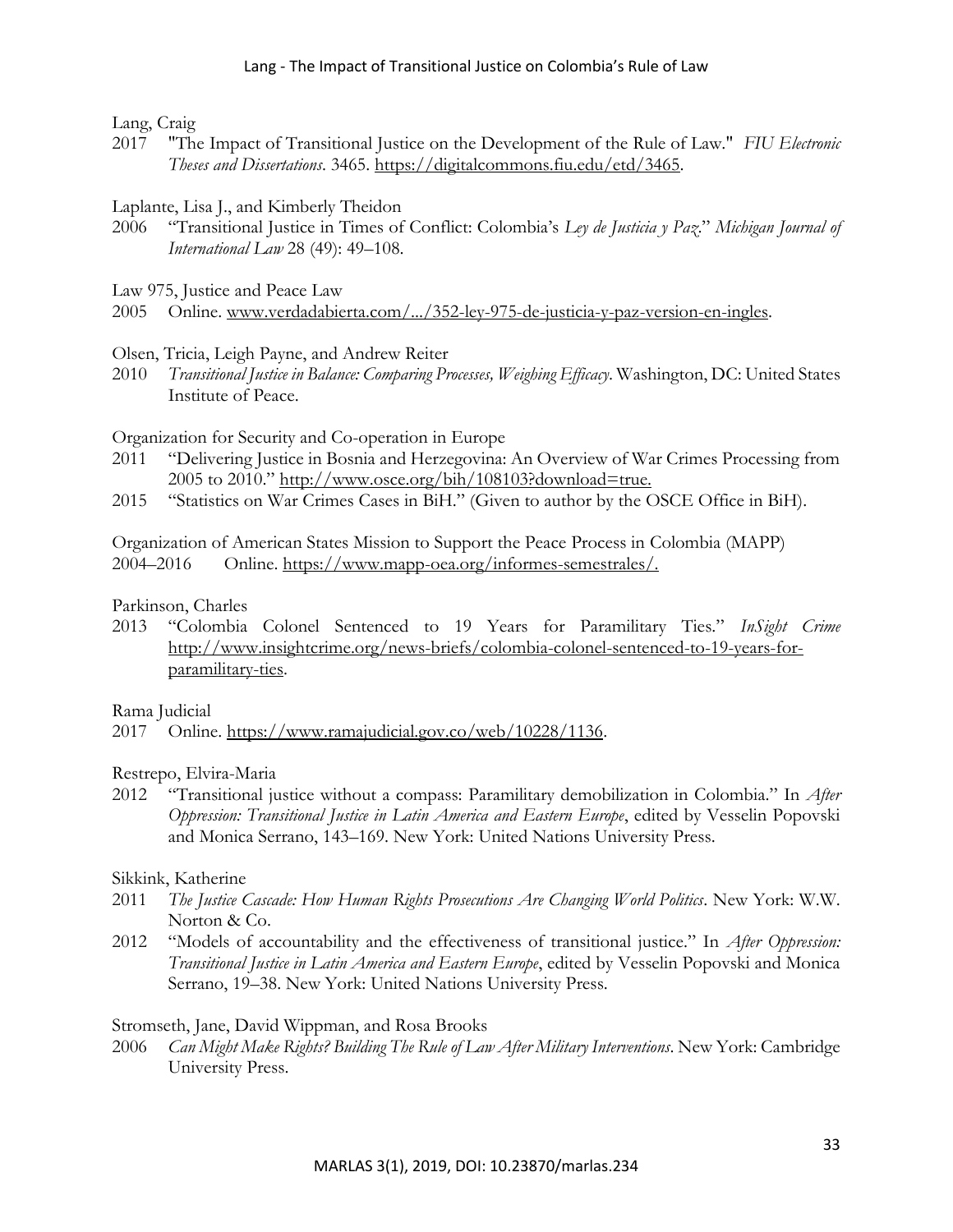Lang, Craig

2017 "The Impact of Transitional Justice on the Development of the Rule of Law." *FIU Electronic Theses and Dissertations*. 3465. https://digitalcommons.fiu.edu/etd/3465.

Laplante, Lisa J., and Kimberly Theidon

2006 "Transitional Justice in Times of Conflict: Colombia's *Ley de Justicia y Paz*." *Michigan Journal of International Law* 28 (49): 49–108.

Law 975, Justice and Peace Law

2005 Online. www.verdadabierta.com/.../352-ley-975-de-justicia-y-paz-version-en-ingles.

Olsen, Tricia, Leigh Payne, and Andrew Reiter

2010 *Transitional Justice in Balance: Comparing Processes, Weighing Efficacy*. Washington, DC: United States Institute of Peace.

Organization for Security and Co-operation in Europe

2011 "Delivering Justice in Bosnia and Herzegovina: An Overview of War Crimes Processing from 2005 to 2010." http://www.osce.org/bih/108103?download=true.

2015 "Statistics on War Crimes Cases in BiH." (Given to author by the OSCE Office in BiH).

Organization of American States Mission to Support the Peace Process in Colombia (MAPP)

2004–2016 Online. https://www.mapp-oea.org/informes-semestrales/.

Parkinson, Charles

2013 "Colombia Colonel Sentenced to 19 Years for Paramilitary Ties." *InSight Crime* http://www.insightcrime.org/news-briefs/colombia-colonel-sentenced-to-19-years-for-paramilitary-ties.

Rama Judicial

2017 Online. https://www.ramajudicial.gov.co/web/10228/1136.

Restrepo, Elvira-Maria

2012 "Transitional justice without a compass: Paramilitary demobilization in Colombia." In *After Oppression: Transitional Justice in Latin America and Eastern Europe*, edited by Vesselin Popovski and Monica Serrano, 143–169. New York: United Nations University Press.

Sikkink, Katherine

2011 *The Justice Cascade: How Human Rights Prosecutions Are Changing World Politics*. New York: W.W. Norton & Co.

2012 "Models of accountability and the effectiveness of transitional justice." In *After Oppression: Transitional Justice in Latin America and Eastern Europe*, edited by Vesselin Popovski and Monica Serrano, 19–38. New York: United Nations University Press.

Stromseth, Jane, David Wippman, and Rosa Brooks

2006 *Can Might Make Rights? Building The Rule of Law After Military Interventions*. New York: Cambridge University Press.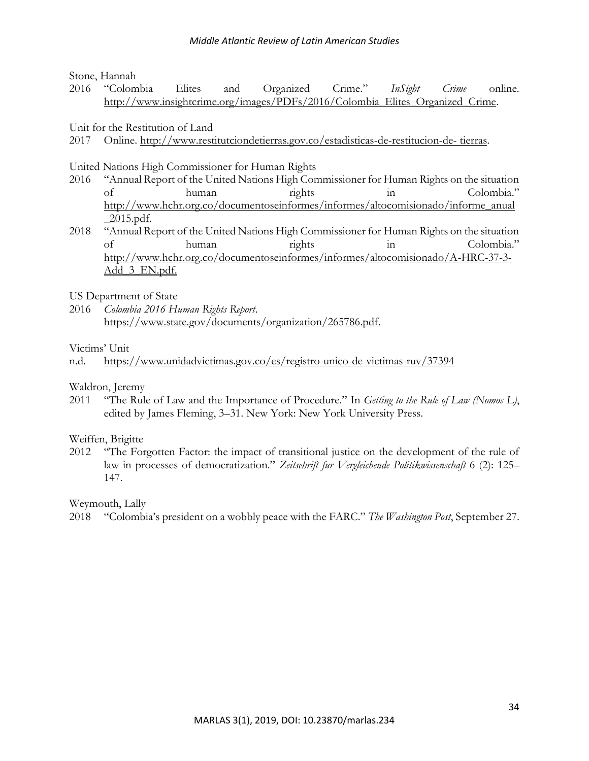Stone, Hannah

2016 "Colombia Elites and Organized Crime." *InSight Crime* online. http://www.insightcrime.org/images/PDFs/2016/Colombia_Elites_Organized_Crime.

Unit for the Restitution of Land

2017 Online. http://www.restitutciondetierras.gov.co/estadisticas-de-restitucion-de- tierras.

United Nations High Commissioner for Human Rights

2016 "Annual Report of the United Nations High Commissioner for Human Rights on the situation of human rights in Colombia." http://www.hchr.org.co/documentoseinformes/informes/altocomisionado/informe_anual_2015.pdf.

2018 "Annual Report of the United Nations High Commissioner for Human Rights on the situation of human rights in Colombia." http://www.hchr.org.co/documentoseinformes/informes/altocomisionado/A-HRC-37-3-Add_3_EN.pdf.

US Department of State

2016 *Colombia 2016 Human Rights Report*. https://www.state.gov/documents/organization/265786.pdf.

Victims' Unit

n.d. https://www.unidadvictimas.gov.co/es/registro-unico-de-victimas-ruv/37394

Waldron, Jeremy

2011 "The Rule of Law and the Importance of Procedure." In *Getting to the Rule of Law (Nomos L)*, edited by James Fleming, 3–31. New York: New York University Press.

Weiffen, Brigitte

2012 "The Forgotten Factor: the impact of transitional justice on the development of the rule of law in processes of democratization." *Zeitschrift fur Vergleichende Politikwissenschaft* 6 (2): 125–147.

Weymouth, Lally

2018 "Colombia's president on a wobbly peace with the FARC." *The Washington Post*, September 27.